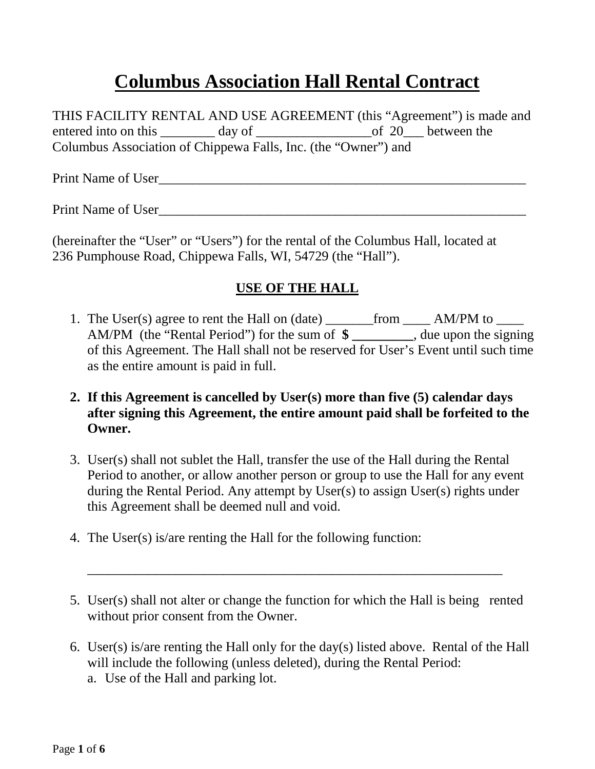# Columbus Association Hall Rental Contract

THIS FACILITY RENTAL AND USE AGREEMENT (this "Agreement") is made and entered into on this ________ day of _________________of 20___ between the Columbus Association of Chippewa Falls, Inc. (the "Owner") and

Print Name of User_________________________________________________________

Print Name of User_________________________________________________________

(hereinafter the "User" or "Users") for the rental of the Columbus Hall, located at 236 Pumphouse Road, Chippewa Falls, WI, 54729 (the "Hall").

## USE OF THE HALL

1. The User(s) agree to rent the Hall on (date) _______from ____ AM/PM to ____ AM/PM (the "Rental Period") for the sum of **$ _________**, due upon the signing of this Agreement. The Hall shall not be reserved for User's Event until such time as the entire amount is paid in full.

2. **If this Agreement is cancelled by User(s) more than five (5) calendar days after signing this Agreement, the entire amount paid shall be forfeited to the Owner.**

3. User(s) shall not sublet the Hall, transfer the use of the Hall during the Rental Period to another, or allow another person or group to use the Hall for any event during the Rental Period. Any attempt by User(s) to assign User(s) rights under this Agreement shall be deemed null and void.

4. The User(s) is/are renting the Hall for the following function:

   ______________________________________________________________

5. User(s) shall not alter or change the function for which the Hall is being rented without prior consent from the Owner.

6. User(s) is/are renting the Hall only for the day(s) listed above. Rental of the Hall will include the following (unless deleted), during the Rental Period:
   a. Use of the Hall and parking lot.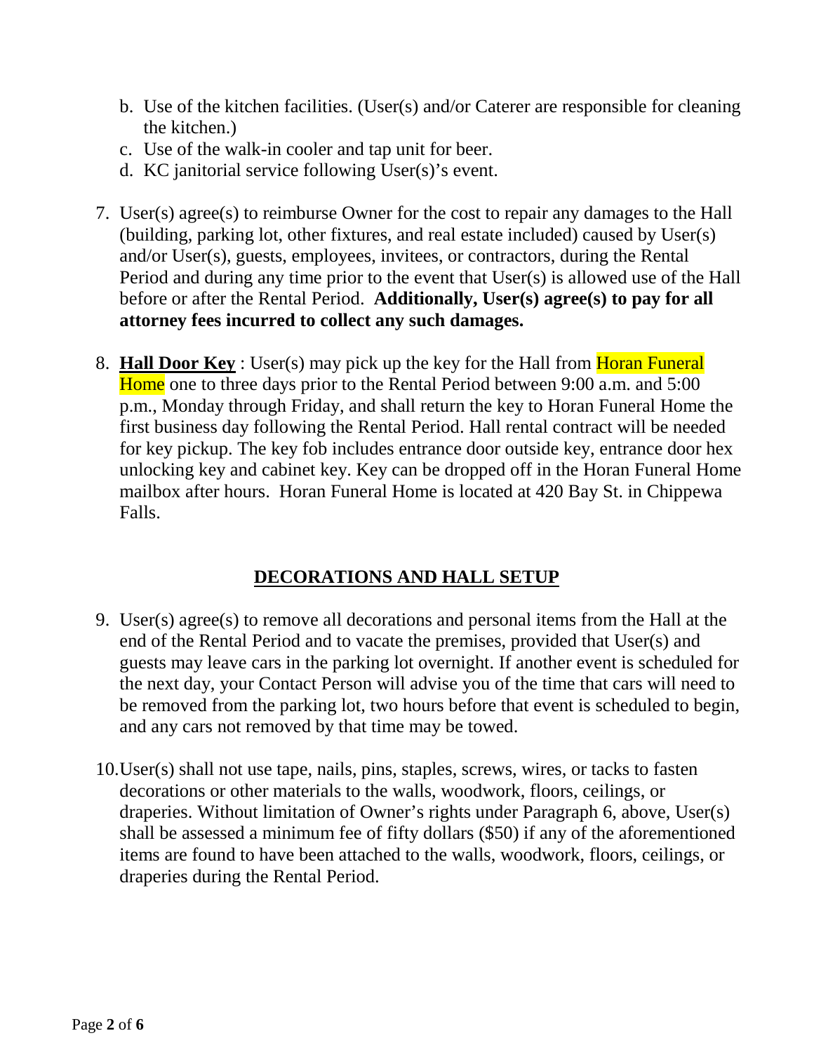b. Use of the kitchen facilities. (User(s) and/or Caterer are responsible for cleaning the kitchen.)
c. Use of the walk-in cooler and tap unit for beer.
d. KC janitorial service following User(s)'s event.

7. User(s) agree(s) to reimburse Owner for the cost to repair any damages to the Hall (building, parking lot, other fixtures, and real estate included) caused by User(s) and/or User(s), guests, employees, invitees, or contractors, during the Rental Period and during any time prior to the event that User(s) is allowed use of the Hall before or after the Rental Period. **Additionally, User(s) agree(s) to pay for all attorney fees incurred to collect any such damages.**

8. **Hall Door Key** : User(s) may pick up the key for the Hall from Horan Funeral Home one to three days prior to the Rental Period between 9:00 a.m. and 5:00 p.m., Monday through Friday, and shall return the key to Horan Funeral Home the first business day following the Rental Period. Hall rental contract will be needed for key pickup. The key fob includes entrance door outside key, entrance door hex unlocking key and cabinet key. Key can be dropped off in the Horan Funeral Home mailbox after hours. Horan Funeral Home is located at 420 Bay St. in Chippewa Falls.

## DECORATIONS AND HALL SETUP

9. User(s) agree(s) to remove all decorations and personal items from the Hall at the end of the Rental Period and to vacate the premises, provided that User(s) and guests may leave cars in the parking lot overnight. If another event is scheduled for the next day, your Contact Person will advise you of the time that cars will need to be removed from the parking lot, two hours before that event is scheduled to begin, and any cars not removed by that time may be towed.

10. User(s) shall not use tape, nails, pins, staples, screws, wires, or tacks to fasten decorations or other materials to the walls, woodwork, floors, ceilings, or draperies. Without limitation of Owner's rights under Paragraph 6, above, User(s) shall be assessed a minimum fee of fifty dollars ($50) if any of the aforementioned items are found to have been attached to the walls, woodwork, floors, ceilings, or draperies during the Rental Period.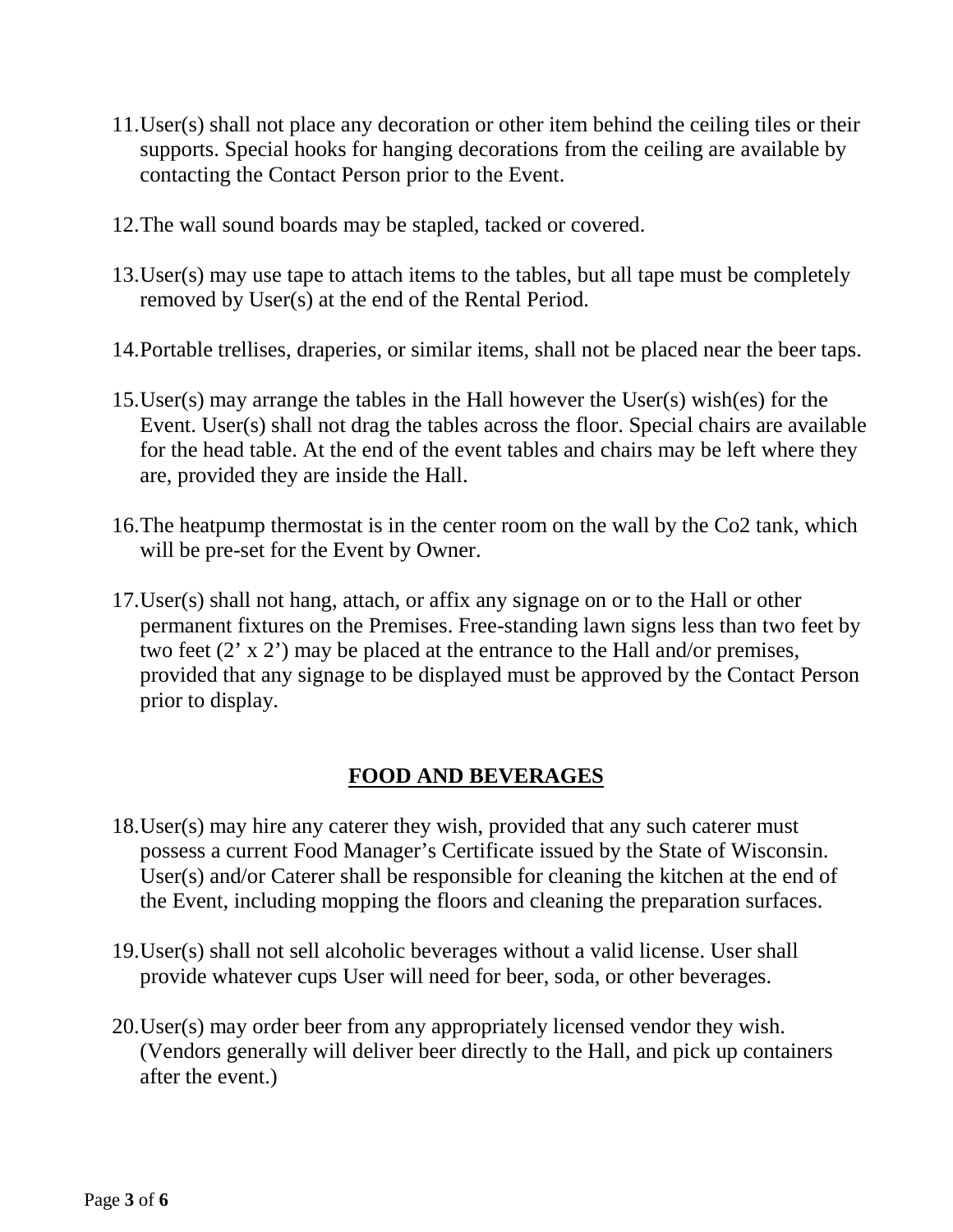11. User(s) shall not place any decoration or other item behind the ceiling tiles or their supports. Special hooks for hanging decorations from the ceiling are available by contacting the Contact Person prior to the Event.

12. The wall sound boards may be stapled, tacked or covered.

13. User(s) may use tape to attach items to the tables, but all tape must be completely removed by User(s) at the end of the Rental Period.

14. Portable trellises, draperies, or similar items, shall not be placed near the beer taps.

15. User(s) may arrange the tables in the Hall however the User(s) wish(es) for the Event. User(s) shall not drag the tables across the floor. Special chairs are available for the head table. At the end of the event tables and chairs may be left where they are, provided they are inside the Hall.

16. The heatpump thermostat is in the center room on the wall by the Co2 tank, which will be pre-set for the Event by Owner.

17. User(s) shall not hang, attach, or affix any signage on or to the Hall or other permanent fixtures on the Premises. Free-standing lawn signs less than two feet by two feet (2' x 2') may be placed at the entrance to the Hall and/or premises, provided that any signage to be displayed must be approved by the Contact Person prior to display.

## FOOD AND BEVERAGES

18. User(s) may hire any caterer they wish, provided that any such caterer must possess a current Food Manager's Certificate issued by the State of Wisconsin. User(s) and/or Caterer shall be responsible for cleaning the kitchen at the end of the Event, including mopping the floors and cleaning the preparation surfaces.

19. User(s) shall not sell alcoholic beverages without a valid license. User shall provide whatever cups User will need for beer, soda, or other beverages.

20. User(s) may order beer from any appropriately licensed vendor they wish. (Vendors generally will deliver beer directly to the Hall, and pick up containers after the event.)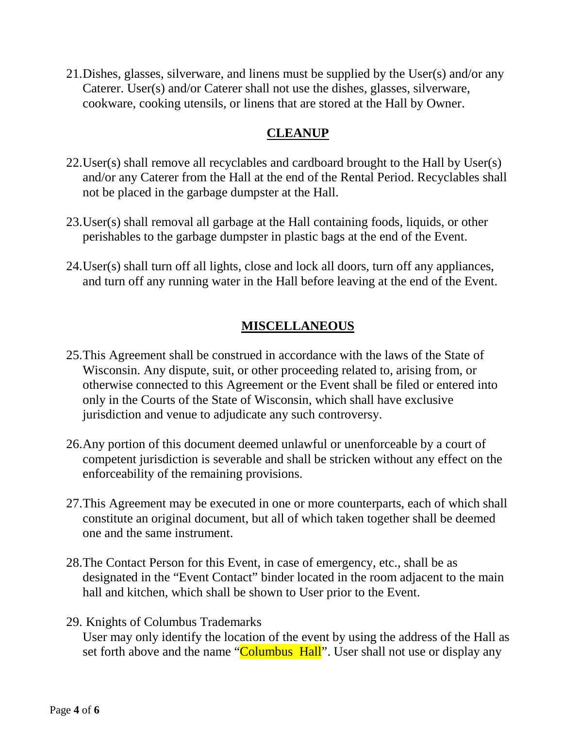21. Dishes, glasses, silverware, and linens must be supplied by the User(s) and/or any Caterer. User(s) and/or Caterer shall not use the dishes, glasses, silverware, cookware, cooking utensils, or linens that are stored at the Hall by Owner.

## CLEANUP

22. User(s) shall remove all recyclables and cardboard brought to the Hall by User(s) and/or any Caterer from the Hall at the end of the Rental Period. Recyclables shall not be placed in the garbage dumpster at the Hall.

23. User(s) shall removal all garbage at the Hall containing foods, liquids, or other perishables to the garbage dumpster in plastic bags at the end of the Event.

24. User(s) shall turn off all lights, close and lock all doors, turn off any appliances, and turn off any running water in the Hall before leaving at the end of the Event.

## MISCELLANEOUS

25. This Agreement shall be construed in accordance with the laws of the State of Wisconsin. Any dispute, suit, or other proceeding related to, arising from, or otherwise connected to this Agreement or the Event shall be filed or entered into only in the Courts of the State of Wisconsin, which shall have exclusive jurisdiction and venue to adjudicate any such controversy.

26. Any portion of this document deemed unlawful or unenforceable by a court of competent jurisdiction is severable and shall be stricken without any effect on the enforceability of the remaining provisions.

27. This Agreement may be executed in one or more counterparts, each of which shall constitute an original document, but all of which taken together shall be deemed one and the same instrument.

28. The Contact Person for this Event, in case of emergency, etc., shall be as designated in the "Event Contact" binder located in the room adjacent to the main hall and kitchen, which shall be shown to User prior to the Event.

29. Knights of Columbus Trademarks
    User may only identify the location of the event by using the address of the Hall as set forth above and the name "Columbus Hall". User shall not use or display any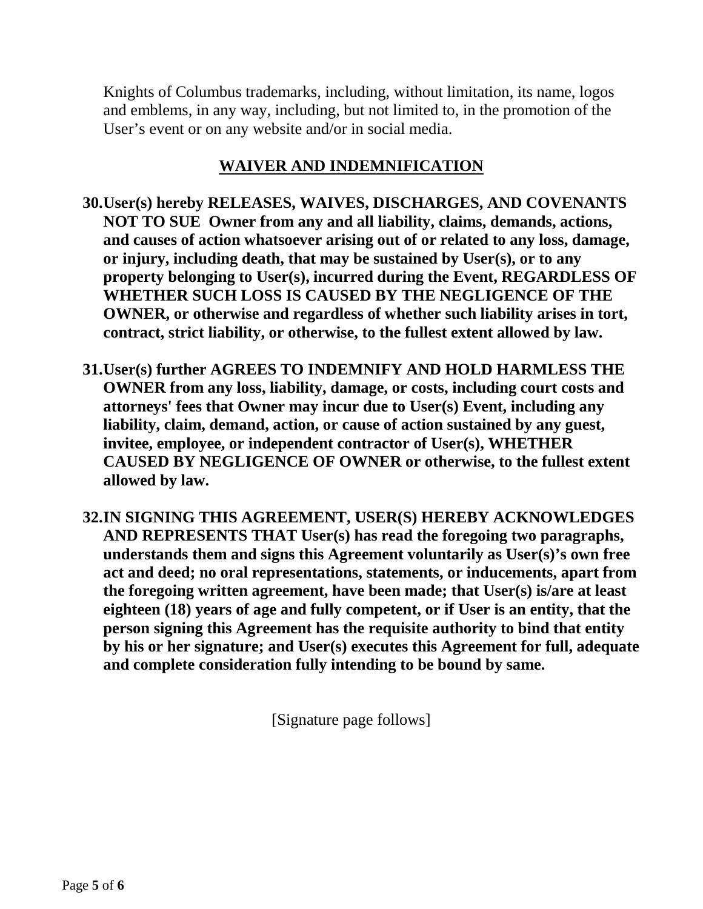Knights of Columbus trademarks, including, without limitation, its name, logos and emblems, in any way, including, but not limited to, in the promotion of the User's event or on any website and/or in social media.

## <u>WAIVER AND INDEMNIFICATION</u>

30. **User(s) hereby RELEASES, WAIVES, DISCHARGES, AND COVENANTS NOT TO SUE Owner from any and all liability, claims, demands, actions, and causes of action whatsoever arising out of or related to any loss, damage, or injury, including death, that may be sustained by User(s), or to any property belonging to User(s), incurred during the Event, REGARDLESS OF WHETHER SUCH LOSS IS CAUSED BY THE NEGLIGENCE OF THE OWNER, or otherwise and regardless of whether such liability arises in tort, contract, strict liability, or otherwise, to the fullest extent allowed by law.**

31. **User(s) further AGREES TO INDEMNIFY AND HOLD HARMLESS THE OWNER from any loss, liability, damage, or costs, including court costs and attorneys' fees that Owner may incur due to User(s) Event, including any liability, claim, demand, action, or cause of action sustained by any guest, invitee, employee, or independent contractor of User(s), WHETHER CAUSED BY NEGLIGENCE OF OWNER or otherwise, to the fullest extent allowed by law.**

32. **IN SIGNING THIS AGREEMENT, USER(S) HEREBY ACKNOWLEDGES AND REPRESENTS THAT User(s) has read the foregoing two paragraphs, understands them and signs this Agreement voluntarily as User(s)'s own free act and deed; no oral representations, statements, or inducements, apart from the foregoing written agreement, have been made; that User(s) is/are at least eighteen (18) years of age and fully competent, or if User is an entity, that the person signing this Agreement has the requisite authority to bind that entity by his or her signature; and User(s) executes this Agreement for full, adequate and complete consideration fully intending to be bound by same.**

[Signature page follows]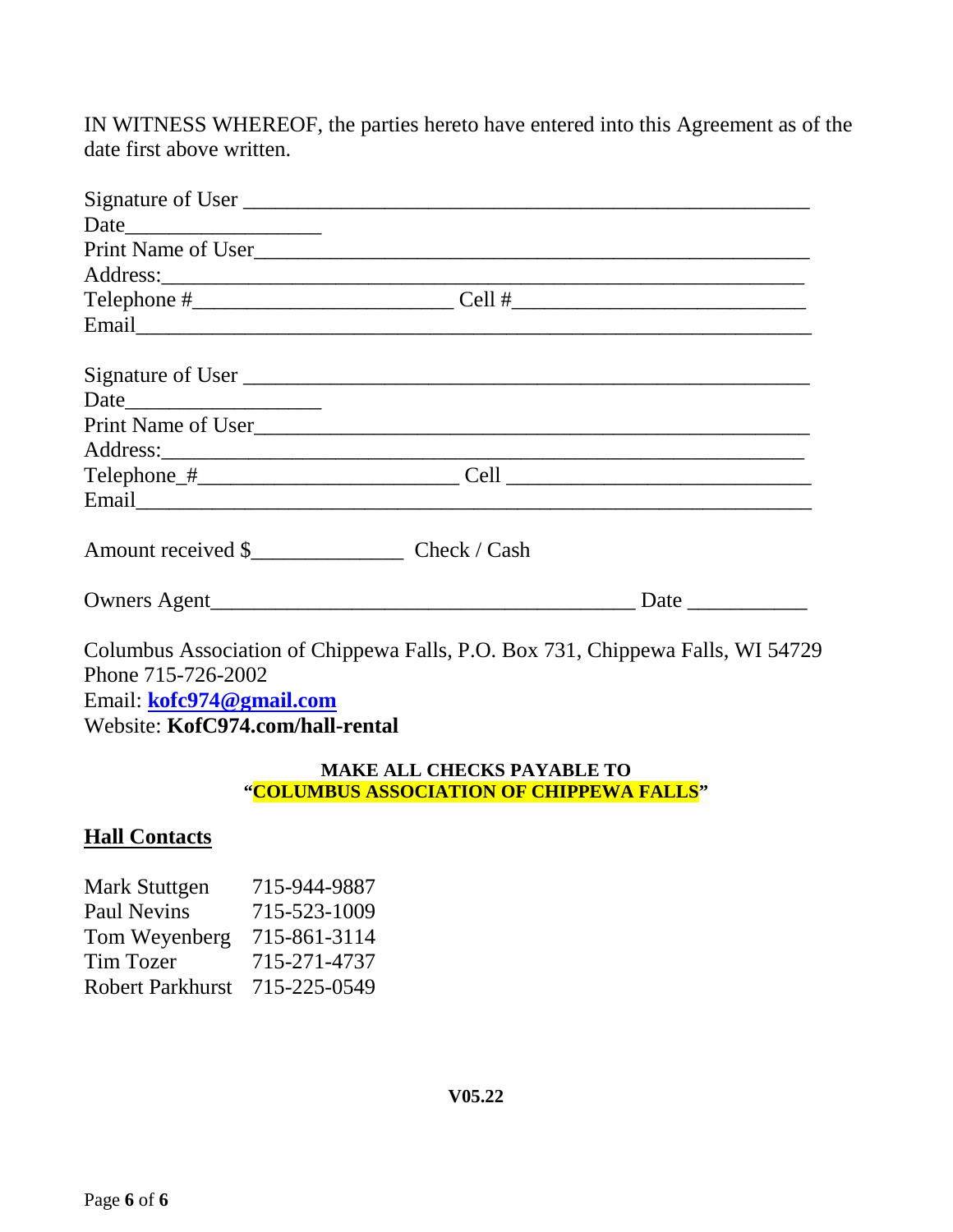IN WITNESS WHEREOF, the parties hereto have entered into this Agreement as of the date first above written.

Signature of User ______________________________________________________
Date__________________
Print Name of User______________________________________________________
Address:_______________________________________________________________
Telephone #_______________________ Cell #__________________________
Email_________________________________________________________________

Signature of User ______________________________________________________
Date__________________
Print Name of User______________________________________________________
Address:_______________________________________________________________
Telephone_#_______________________ Cell ___________________________
Email_________________________________________________________________

Amount received $_____________ Check / Cash

Owners Agent______________________________________ Date ___________

Columbus Association of Chippewa Falls, P.O. Box 731, Chippewa Falls, WI 54729
Phone 715-726-2002
Email: **kofc974@gmail.com**
Website: **KofC974.com/hall-rental**

**MAKE ALL CHECKS PAYABLE TO "COLUMBUS ASSOCIATION OF CHIPPEWA FALLS"**

## Hall Contacts

| | |
|---|---|
| Mark Stuttgen | 715-944-9887 |
| Paul Nevins | 715-523-1009 |
| Tom Weyenberg | 715-861-3114 |
| Tim Tozer | 715-271-4737 |
| Robert Parkhurst | 715-225-0549 |

**V05.22**